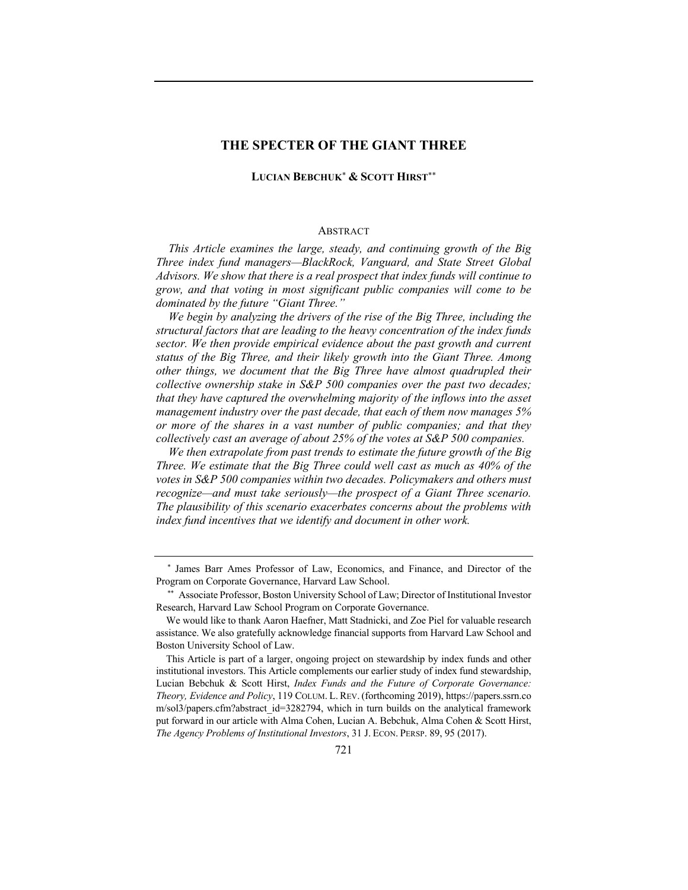# THE SPECTER OF THE GIANT THREE

**LUCIAN BEBCHUK[*] & SCOTT HIRST[**]**

## ABSTRACT

*This Article examines the large, steady, and continuing growth of the Big Three index fund managers—BlackRock, Vanguard, and State Street Global Advisors. We show that there is a real prospect that index funds will continue to grow, and that voting in most significant public companies will come to be dominated by the future "Giant Three."*

*We begin by analyzing the drivers of the rise of the Big Three, including the structural factors that are leading to the heavy concentration of the index funds sector. We then provide empirical evidence about the past growth and current status of the Big Three, and their likely growth into the Giant Three. Among other things, we document that the Big Three have almost quadrupled their collective ownership stake in S&P 500 companies over the past two decades; that they have captured the overwhelming majority of the inflows into the asset management industry over the past decade, that each of them now manages 5% or more of the shares in a vast number of public companies; and that they collectively cast an average of about 25% of the votes at S&P 500 companies.*

*We then extrapolate from past trends to estimate the future growth of the Big Three. We estimate that the Big Three could well cast as much as 40% of the votes in S&P 500 companies within two decades. Policymakers and others must recognize—and must take seriously—the prospect of a Giant Three scenario. The plausibility of this scenario exacerbates concerns about the problems with index fund incentives that we identify and document in other work.*

---

[*] James Barr Ames Professor of Law, Economics, and Finance, and Director of the Program on Corporate Governance, Harvard Law School.

[**] Associate Professor, Boston University School of Law; Director of Institutional Investor Research, Harvard Law School Program on Corporate Governance.

We would like to thank Aaron Haefner, Matt Stadnicki, and Zoe Piel for valuable research assistance. We also gratefully acknowledge financial supports from Harvard Law School and Boston University School of Law.

This Article is part of a larger, ongoing project on stewardship by index funds and other institutional investors. This Article complements our earlier study of index fund stewardship, Lucian Bebchuk & Scott Hirst, *Index Funds and the Future of Corporate Governance: Theory, Evidence and Policy*, 119 COLUM. L. REV. (forthcoming 2019), https://papers.ssrn.com/sol3/papers.cfm?abstract_id=3282794, which in turn builds on the analytical framework put forward in our article with Alma Cohen, Lucian A. Bebchuk, Alma Cohen & Scott Hirst, *The Agency Problems of Institutional Investors*, 31 J. ECON. PERSP. 89, 95 (2017).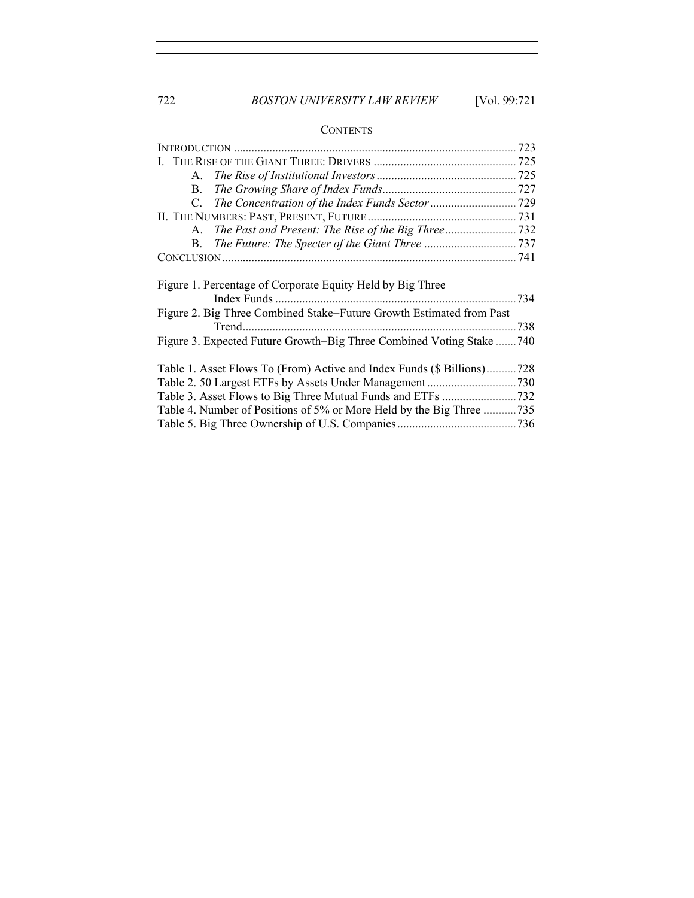## CONTENTS

INTRODUCTION .......... 723

I. THE RISE OF THE GIANT THREE: DRIVERS .......... 725

- A. *The Rise of Institutional Investors* .......... 725
- B. *The Growing Share of Index Funds* .......... 727
- C. *The Concentration of the Index Funds Sector* .......... 729

II. THE NUMBERS: PAST, PRESENT, FUTURE .......... 731

- A. *The Past and Present: The Rise of the Big Three* .......... 732
- B. *The Future: The Specter of the Giant Three* .......... 737

CONCLUSION .......... 741

Figure 1. Percentage of Corporate Equity Held by Big Three Index Funds .......... 734

Figure 2. Big Three Combined Stake–Future Growth Estimated from Past Trend .......... 738

Figure 3. Expected Future Growth–Big Three Combined Voting Stake .......... 740

Table 1. Asset Flows To (From) Active and Index Funds ($ Billions) .......... 728

Table 2. 50 Largest ETFs by Assets Under Management .......... 730

Table 3. Asset Flows to Big Three Mutual Funds and ETFs .......... 732

Table 4. Number of Positions of 5% or More Held by the Big Three .......... 735

Table 5. Big Three Ownership of U.S. Companies .......... 736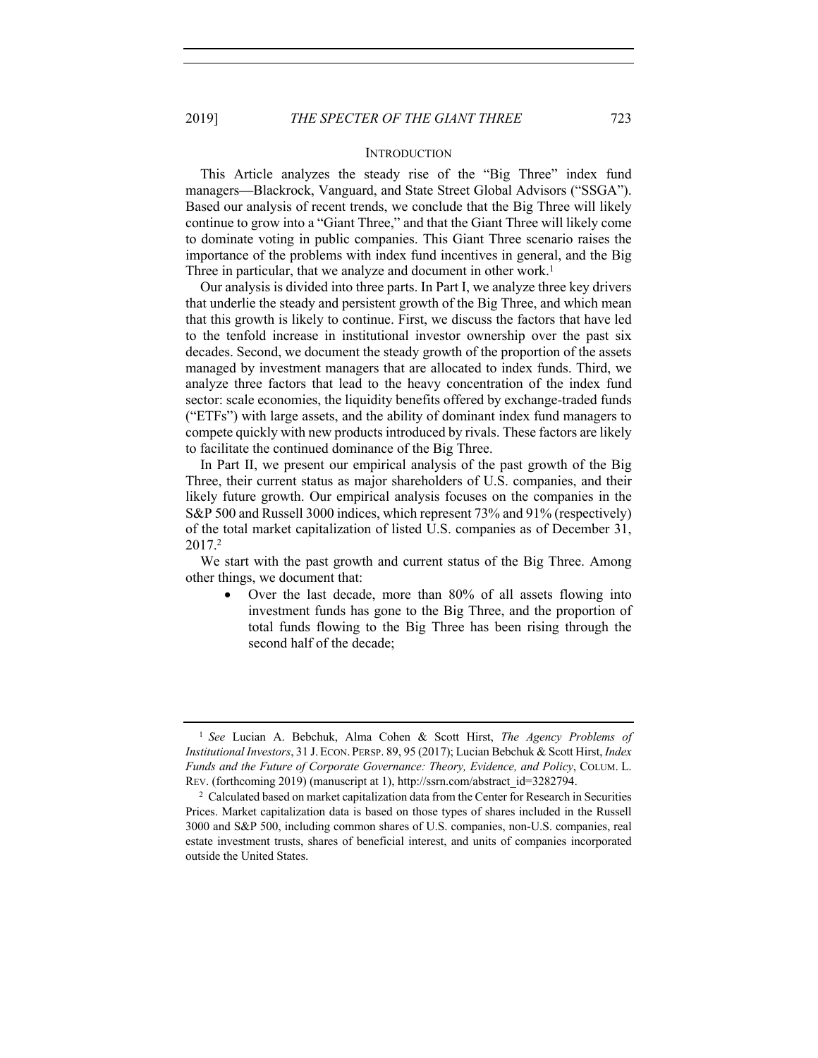## INTRODUCTION

This Article analyzes the steady rise of the "Big Three" index fund managers—Blackrock, Vanguard, and State Street Global Advisors ("SSGA"). Based our analysis of recent trends, we conclude that the Big Three will likely continue to grow into a "Giant Three," and that the Giant Three will likely come to dominate voting in public companies. This Giant Three scenario raises the importance of the problems with index fund incentives in general, and the Big Three in particular, that we analyze and document in other work.[1]

Our analysis is divided into three parts. In Part I, we analyze three key drivers that underlie the steady and persistent growth of the Big Three, and which mean that this growth is likely to continue. First, we discuss the factors that have led to the tenfold increase in institutional investor ownership over the past six decades. Second, we document the steady growth of the proportion of the assets managed by investment managers that are allocated to index funds. Third, we analyze three factors that lead to the heavy concentration of the index fund sector: scale economies, the liquidity benefits offered by exchange-traded funds ("ETFs") with large assets, and the ability of dominant index fund managers to compete quickly with new products introduced by rivals. These factors are likely to facilitate the continued dominance of the Big Three.

In Part II, we present our empirical analysis of the past growth of the Big Three, their current status as major shareholders of U.S. companies, and their likely future growth. Our empirical analysis focuses on the companies in the S&P 500 and Russell 3000 indices, which represent 73% and 91% (respectively) of the total market capitalization of listed U.S. companies as of December 31, 2017.[2]

We start with the past growth and current status of the Big Three. Among other things, we document that:

- Over the last decade, more than 80% of all assets flowing into investment funds has gone to the Big Three, and the proportion of total funds flowing to the Big Three has been rising through the second half of the decade;

---

[1] *See* Lucian A. Bebchuk, Alma Cohen & Scott Hirst, *The Agency Problems of Institutional Investors*, 31 J. ECON. PERSP. 89, 95 (2017); Lucian Bebchuk & Scott Hirst, *Index Funds and the Future of Corporate Governance: Theory, Evidence, and Policy*, COLUM. L. REV. (forthcoming 2019) (manuscript at 1), http://ssrn.com/abstract_id=3282794.

[2] Calculated based on market capitalization data from the Center for Research in Securities Prices. Market capitalization data is based on those types of shares included in the Russell 3000 and S&P 500, including common shares of U.S. companies, non-U.S. companies, real estate investment trusts, shares of beneficial interest, and units of companies incorporated outside the United States.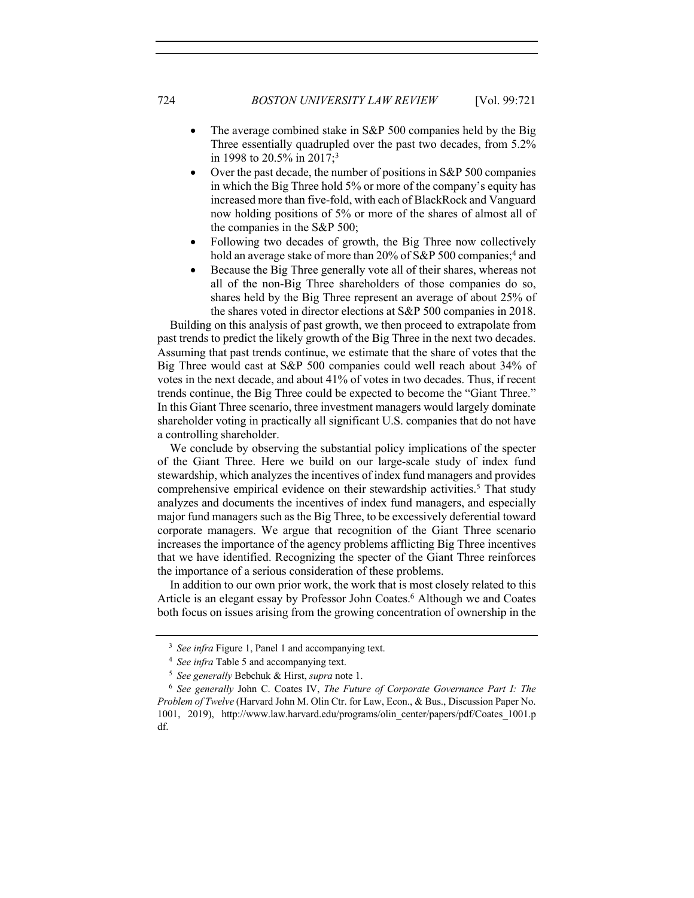- The average combined stake in S&P 500 companies held by the Big Three essentially quadrupled over the past two decades, from 5.2% in 1998 to 20.5% in 2017;[3]
- Over the past decade, the number of positions in S&P 500 companies in which the Big Three hold 5% or more of the company's equity has increased more than five-fold, with each of BlackRock and Vanguard now holding positions of 5% or more of the shares of almost all of the companies in the S&P 500;
- Following two decades of growth, the Big Three now collectively hold an average stake of more than 20% of S&P 500 companies;[4] and
- Because the Big Three generally vote all of their shares, whereas not all of the non-Big Three shareholders of those companies do so, shares held by the Big Three represent an average of about 25% of the shares voted in director elections at S&P 500 companies in 2018.

Building on this analysis of past growth, we then proceed to extrapolate from past trends to predict the likely growth of the Big Three in the next two decades. Assuming that past trends continue, we estimate that the share of votes that the Big Three would cast at S&P 500 companies could well reach about 34% of votes in the next decade, and about 41% of votes in two decades. Thus, if recent trends continue, the Big Three could be expected to become the "Giant Three." In this Giant Three scenario, three investment managers would largely dominate shareholder voting in practically all significant U.S. companies that do not have a controlling shareholder.

We conclude by observing the substantial policy implications of the specter of the Giant Three. Here we build on our large-scale study of index fund stewardship, which analyzes the incentives of index fund managers and provides comprehensive empirical evidence on their stewardship activities.[5] That study analyzes and documents the incentives of index fund managers, and especially major fund managers such as the Big Three, to be excessively deferential toward corporate managers. We argue that recognition of the Giant Three scenario increases the importance of the agency problems afflicting Big Three incentives that we have identified. Recognizing the specter of the Giant Three reinforces the importance of a serious consideration of these problems.

In addition to our own prior work, the work that is most closely related to this Article is an elegant essay by Professor John Coates.[6] Although we and Coates both focus on issues arising from the growing concentration of ownership in the

---

[3] *See infra* Figure 1, Panel 1 and accompanying text.

[4] *See infra* Table 5 and accompanying text.

[5] *See generally* Bebchuk & Hirst, *supra* note 1.

[6] *See generally* John C. Coates IV, *The Future of Corporate Governance Part I: The Problem of Twelve* (Harvard John M. Olin Ctr. for Law, Econ., & Bus., Discussion Paper No. 1001, 2019), http://www.law.harvard.edu/programs/olin_center/papers/pdf/Coates_1001.pdf.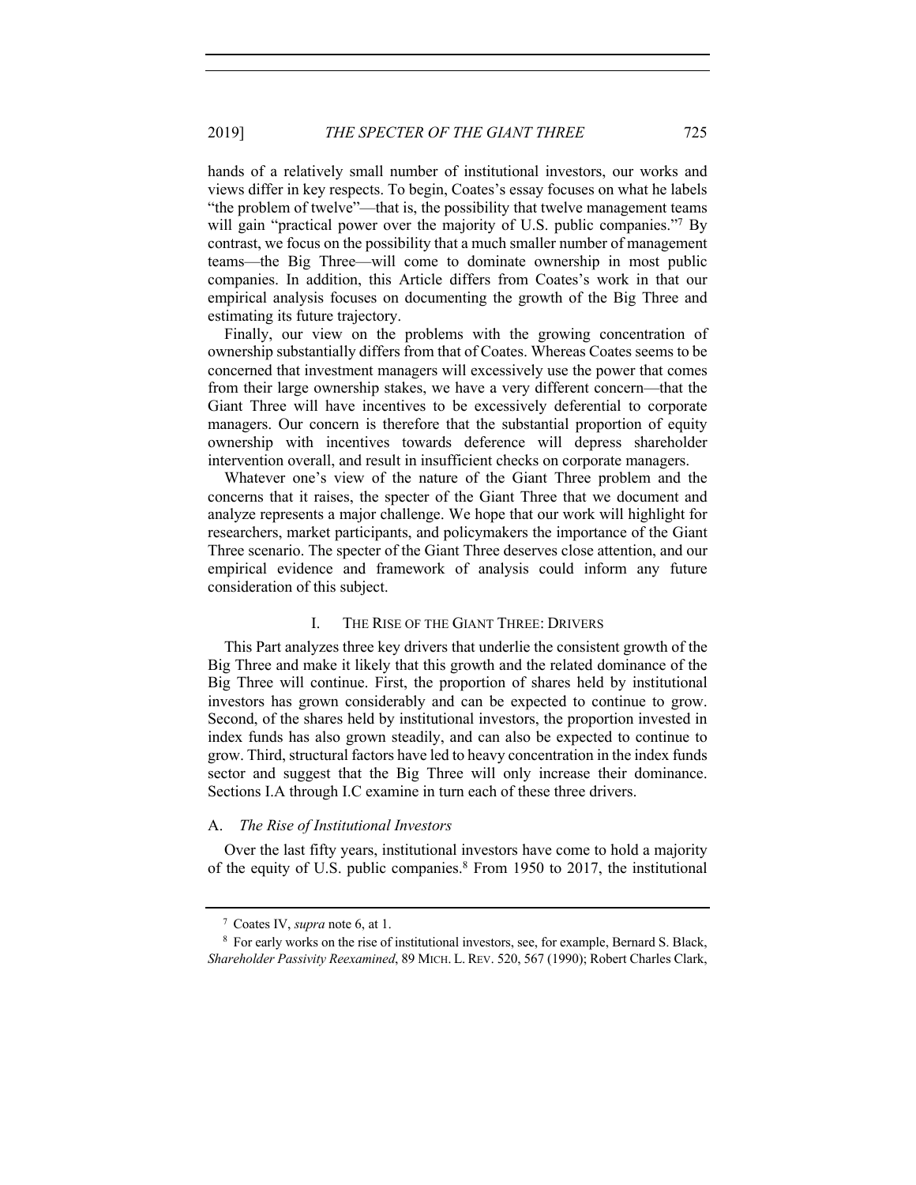hands of a relatively small number of institutional investors, our works and views differ in key respects. To begin, Coates's essay focuses on what he labels "the problem of twelve"—that is, the possibility that twelve management teams will gain "practical power over the majority of U.S. public companies."[7] By contrast, we focus on the possibility that a much smaller number of management teams—the Big Three—will come to dominate ownership in most public companies. In addition, this Article differs from Coates's work in that our empirical analysis focuses on documenting the growth of the Big Three and estimating its future trajectory.

Finally, our view on the problems with the growing concentration of ownership substantially differs from that of Coates. Whereas Coates seems to be concerned that investment managers will excessively use the power that comes from their large ownership stakes, we have a very different concern—that the Giant Three will have incentives to be excessively deferential to corporate managers. Our concern is therefore that the substantial proportion of equity ownership with incentives towards deference will depress shareholder intervention overall, and result in insufficient checks on corporate managers.

Whatever one's view of the nature of the Giant Three problem and the concerns that it raises, the specter of the Giant Three that we document and analyze represents a major challenge. We hope that our work will highlight for researchers, market participants, and policymakers the importance of the Giant Three scenario. The specter of the Giant Three deserves close attention, and our empirical evidence and framework of analysis could inform any future consideration of this subject.

## I. THE RISE OF THE GIANT THREE: DRIVERS

This Part analyzes three key drivers that underlie the consistent growth of the Big Three and make it likely that this growth and the related dominance of the Big Three will continue. First, the proportion of shares held by institutional investors has grown considerably and can be expected to continue to grow. Second, of the shares held by institutional investors, the proportion invested in index funds has also grown steadily, and can also be expected to continue to grow. Third, structural factors have led to heavy concentration in the index funds sector and suggest that the Big Three will only increase their dominance. Sections I.A through I.C examine in turn each of these three drivers.

### A. *The Rise of Institutional Investors*

Over the last fifty years, institutional investors have come to hold a majority of the equity of U.S. public companies.[8] From 1950 to 2017, the institutional

---

[7] Coates IV, *supra* note 6, at 1.

[8] For early works on the rise of institutional investors, see, for example, Bernard S. Black, *Shareholder Passivity Reexamined*, 89 MICH. L. REV. 520, 567 (1990); Robert Charles Clark,